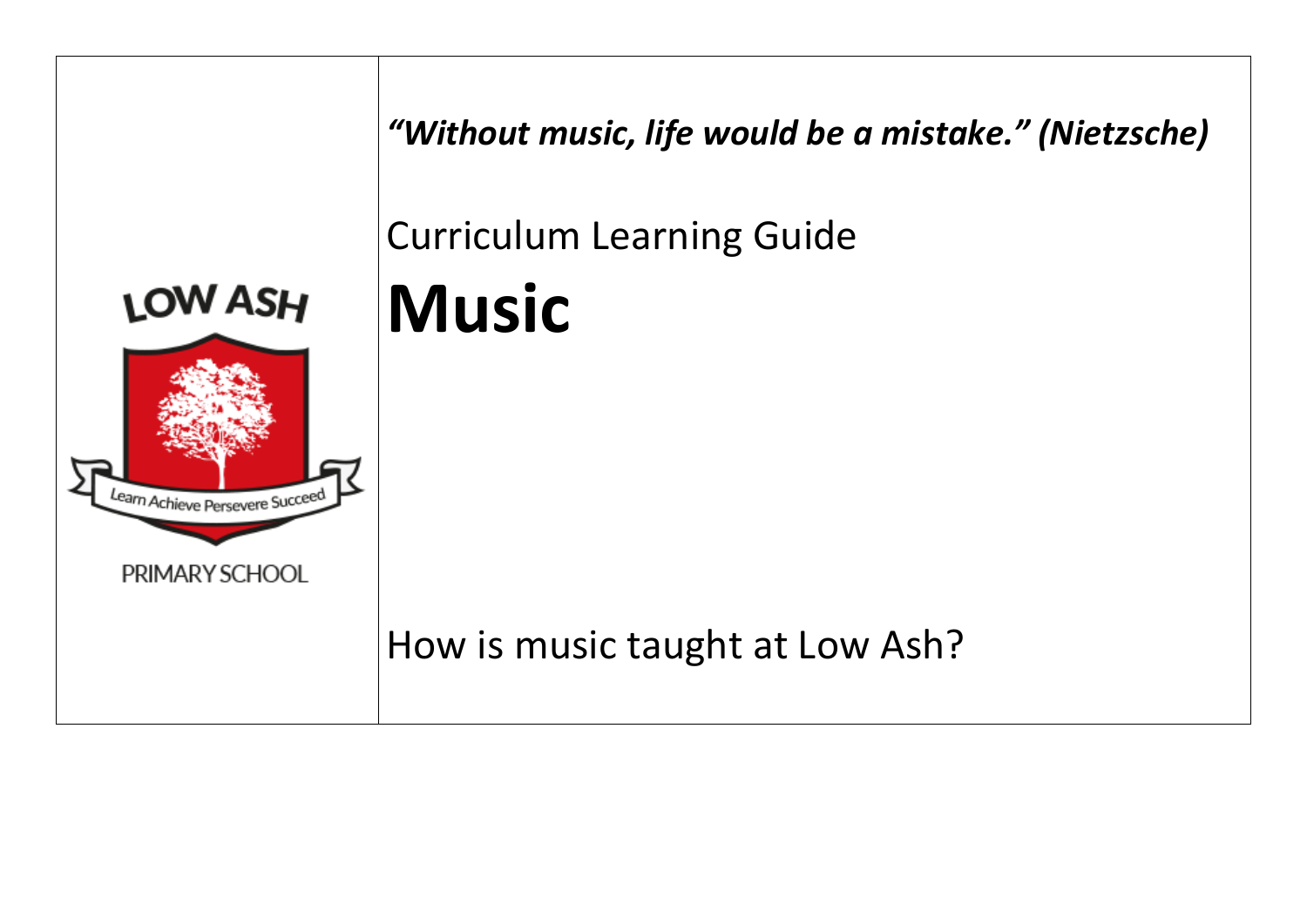LOW ASH

Learn Achieve Persevere Succeed

PRIMARY SCHOOL

***"Without music, life would be a mistake." (Nietzsche)***

Curriculum Learning Guide

# Music

How is music taught at Low Ash?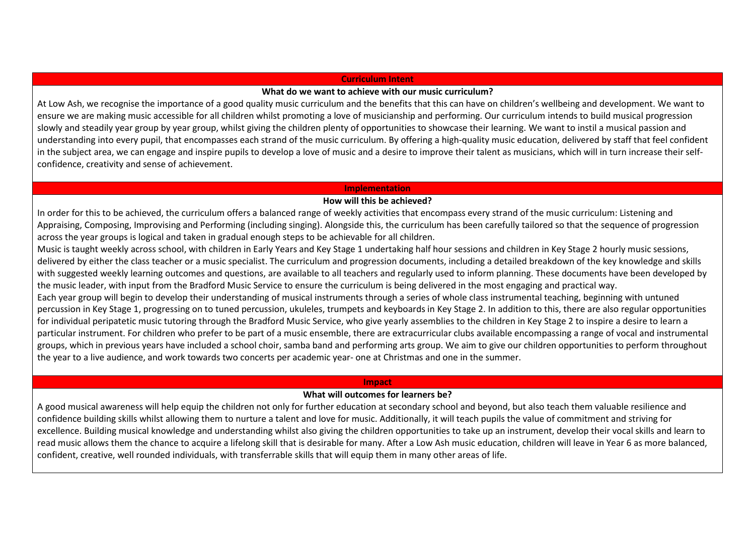## Curriculum Intent

### What do we want to achieve with our music curriculum?

At Low Ash, we recognise the importance of a good quality music curriculum and the benefits that this can have on children's wellbeing and development. We want to ensure we are making music accessible for all children whilst promoting a love of musicianship and performing. Our curriculum intends to build musical progression slowly and steadily year group by year group, whilst giving the children plenty of opportunities to showcase their learning. We want to instil a musical passion and understanding into every pupil, that encompasses each strand of the music curriculum. By offering a high-quality music education, delivered by staff that feel confident in the subject area, we can engage and inspire pupils to develop a love of music and a desire to improve their talent as musicians, which will in turn increase their self-confidence, creativity and sense of achievement.

## Implementation

### How will this be achieved?

In order for this to be achieved, the curriculum offers a balanced range of weekly activities that encompass every strand of the music curriculum: Listening and Appraising, Composing, Improvising and Performing (including singing). Alongside this, the curriculum has been carefully tailored so that the sequence of progression across the year groups is logical and taken in gradual enough steps to be achievable for all children.

Music is taught weekly across school, with children in Early Years and Key Stage 1 undertaking half hour sessions and children in Key Stage 2 hourly music sessions, delivered by either the class teacher or a music specialist. The curriculum and progression documents, including a detailed breakdown of the key knowledge and skills with suggested weekly learning outcomes and questions, are available to all teachers and regularly used to inform planning. These documents have been developed by the music leader, with input from the Bradford Music Service to ensure the curriculum is being delivered in the most engaging and practical way.

Each year group will begin to develop their understanding of musical instruments through a series of whole class instrumental teaching, beginning with untuned percussion in Key Stage 1, progressing on to tuned percussion, ukuleles, trumpets and keyboards in Key Stage 2. In addition to this, there are also regular opportunities for individual peripatetic music tutoring through the Bradford Music Service, who give yearly assemblies to the children in Key Stage 2 to inspire a desire to learn a particular instrument. For children who prefer to be part of a music ensemble, there are extracurricular clubs available encompassing a range of vocal and instrumental groups, which in previous years have included a school choir, samba band and performing arts group. We aim to give our children opportunities to perform throughout the year to a live audience, and work towards two concerts per academic year- one at Christmas and one in the summer.

## Impact

### What will outcomes for learners be?

A good musical awareness will help equip the children not only for further education at secondary school and beyond, but also teach them valuable resilience and confidence building skills whilst allowing them to nurture a talent and love for music. Additionally, it will teach pupils the value of commitment and striving for excellence. Building musical knowledge and understanding whilst also giving the children opportunities to take up an instrument, develop their vocal skills and learn to read music allows them the chance to acquire a lifelong skill that is desirable for many. After a Low Ash music education, children will leave in Year 6 as more balanced, confident, creative, well rounded individuals, with transferrable skills that will equip them in many other areas of life.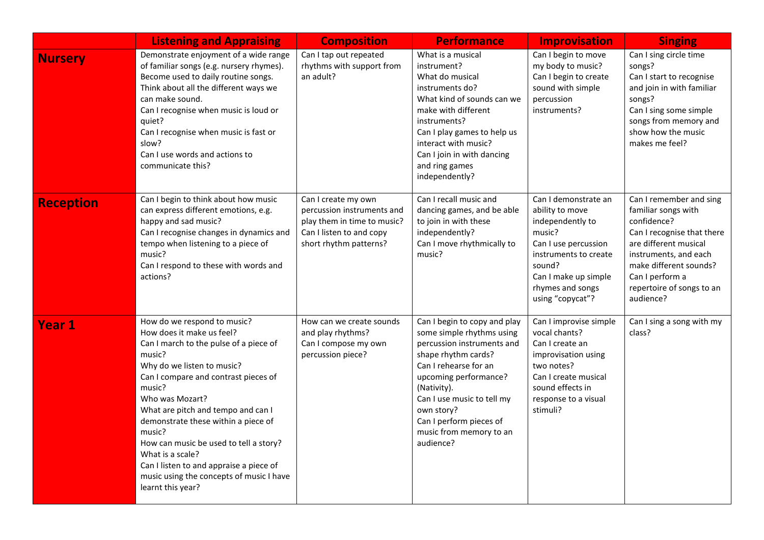| | Listening and Appraising | Composition | Performance | Improvisation | Singing |
|---|---|---|---|---|---|
| **Nursery** | Demonstrate enjoyment of a wide range of familiar songs (e.g. nursery rhymes).<br>Become used to daily routine songs.<br>Think about all the different ways we can make sound.<br>Can I recognise when music is loud or quiet?<br>Can I recognise when music is fast or slow?<br>Can I use words and actions to communicate this? | Can I tap out repeated rhythms with support from an adult? | What is a musical instrument?<br>What do musical instruments do?<br>What kind of sounds can we make with different instruments?<br>Can I play games to help us interact with music?<br>Can I join in with dancing and ring games independently? | Can I begin to move my body to music?<br>Can I begin to create sound with simple percussion instruments? | Can I sing circle time songs?<br>Can I start to recognise and join in with familiar songs?<br>Can I sing some simple songs from memory and show how the music makes me feel? |
| **Reception** | Can I begin to think about how music can express different emotions, e.g. happy and sad music?<br>Can I recognise changes in dynamics and tempo when listening to a piece of music?<br>Can I respond to these with words and actions? | Can I create my own percussion instruments and play them in time to music?<br>Can I listen to and copy short rhythm patterns? | Can I recall music and dancing games, and be able to join in with these independently?<br>Can I move rhythmically to music? | Can I demonstrate an ability to move independently to music?<br>Can I use percussion instruments to create sound?<br>Can I make up simple rhymes and songs using "copycat"? | Can I remember and sing familiar songs with confidence?<br>Can I recognise that there are different musical instruments, and each make different sounds?<br>Can I perform a repertoire of songs to an audience? |
| **Year 1** | How do we respond to music?<br>How does it make us feel?<br>Can I march to the pulse of a piece of music?<br>Why do we listen to music?<br>Can I compare and contrast pieces of music?<br>Who was Mozart?<br>What are pitch and tempo and can I demonstrate these within a piece of music?<br>How can music be used to tell a story?<br>What is a scale?<br>Can I listen to and appraise a piece of music using the concepts of music I have learnt this year? | How can we create sounds and play rhythms?<br>Can I compose my own percussion piece? | Can I begin to copy and play some simple rhythms using percussion instruments and shape rhythm cards?<br>Can I rehearse for an upcoming performance? (Nativity).<br>Can I use music to tell my own story?<br>Can I perform pieces of music from memory to an audience? | Can I improvise simple vocal chants?<br>Can I create an improvisation using two notes?<br>Can I create musical sound effects in response to a visual stimuli? | Can I sing a song with my class? |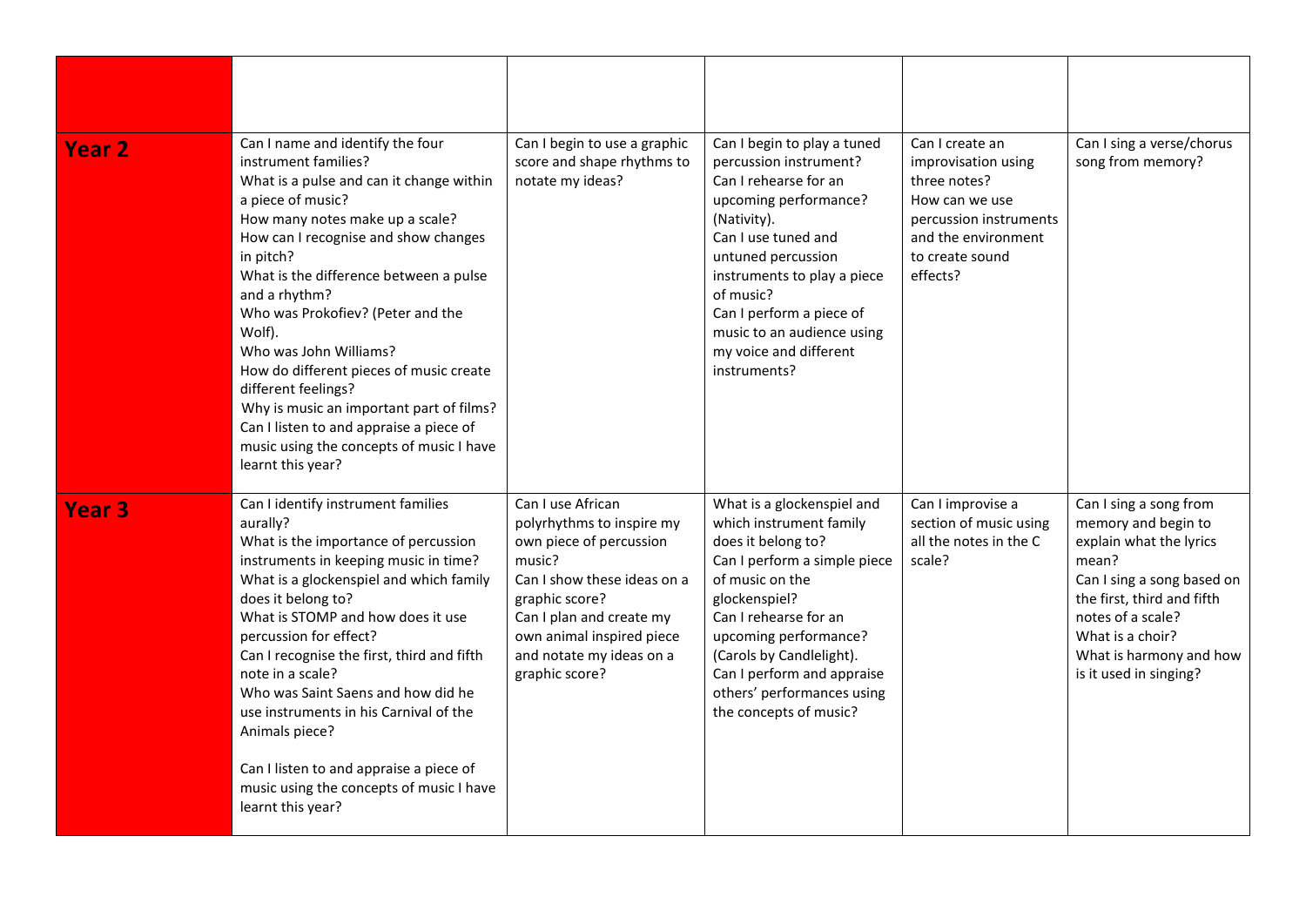| | | | | | |
|---|---|---|---|---|---|
| **Year 2** | Can I name and identify the four instrument families?<br>What is a pulse and can it change within a piece of music?<br>How many notes make up a scale?<br>How can I recognise and show changes in pitch?<br>What is the difference between a pulse and a rhythm?<br>Who was Prokofiev? (Peter and the Wolf).<br>Who was John Williams?<br>How do different pieces of music create different feelings?<br>Why is music an important part of films?<br>Can I listen to and appraise a piece of music using the concepts of music I have learnt this year? | Can I begin to use a graphic score and shape rhythms to notate my ideas? | Can I begin to play a tuned percussion instrument?<br>Can I rehearse for an upcoming performance? (Nativity).<br>Can I use tuned and untuned percussion instruments to play a piece of music?<br>Can I perform a piece of music to an audience using my voice and different instruments? | Can I create an improvisation using three notes?<br>How can we use percussion instruments and the environment to create sound effects? | Can I sing a verse/chorus song from memory? |
| **Year 3** | Can I identify instrument families aurally?<br>What is the importance of percussion instruments in keeping music in time?<br>What is a glockenspiel and which family does it belong to?<br>What is STOMP and how does it use percussion for effect?<br>Can I recognise the first, third and fifth note in a scale?<br>Who was Saint Saens and how did he use instruments in his Carnival of the Animals piece?<br><br>Can I listen to and appraise a piece of music using the concepts of music I have learnt this year? | Can I use African polyrhythms to inspire my own piece of percussion music?<br>Can I show these ideas on a graphic score?<br>Can I plan and create my own animal inspired piece and notate my ideas on a graphic score? | What is a glockenspiel and which instrument family does it belong to?<br>Can I perform a simple piece of music on the glockenspiel?<br>Can I rehearse for an upcoming performance? (Carols by Candlelight).<br>Can I perform and appraise others' performances using the concepts of music? | Can I improvise a section of music using all the notes in the C scale? | Can I sing a song from memory and begin to explain what the lyrics mean?<br>Can I sing a song based on the first, third and fifth notes of a scale?<br>What is a choir?<br>What is harmony and how is it used in singing? |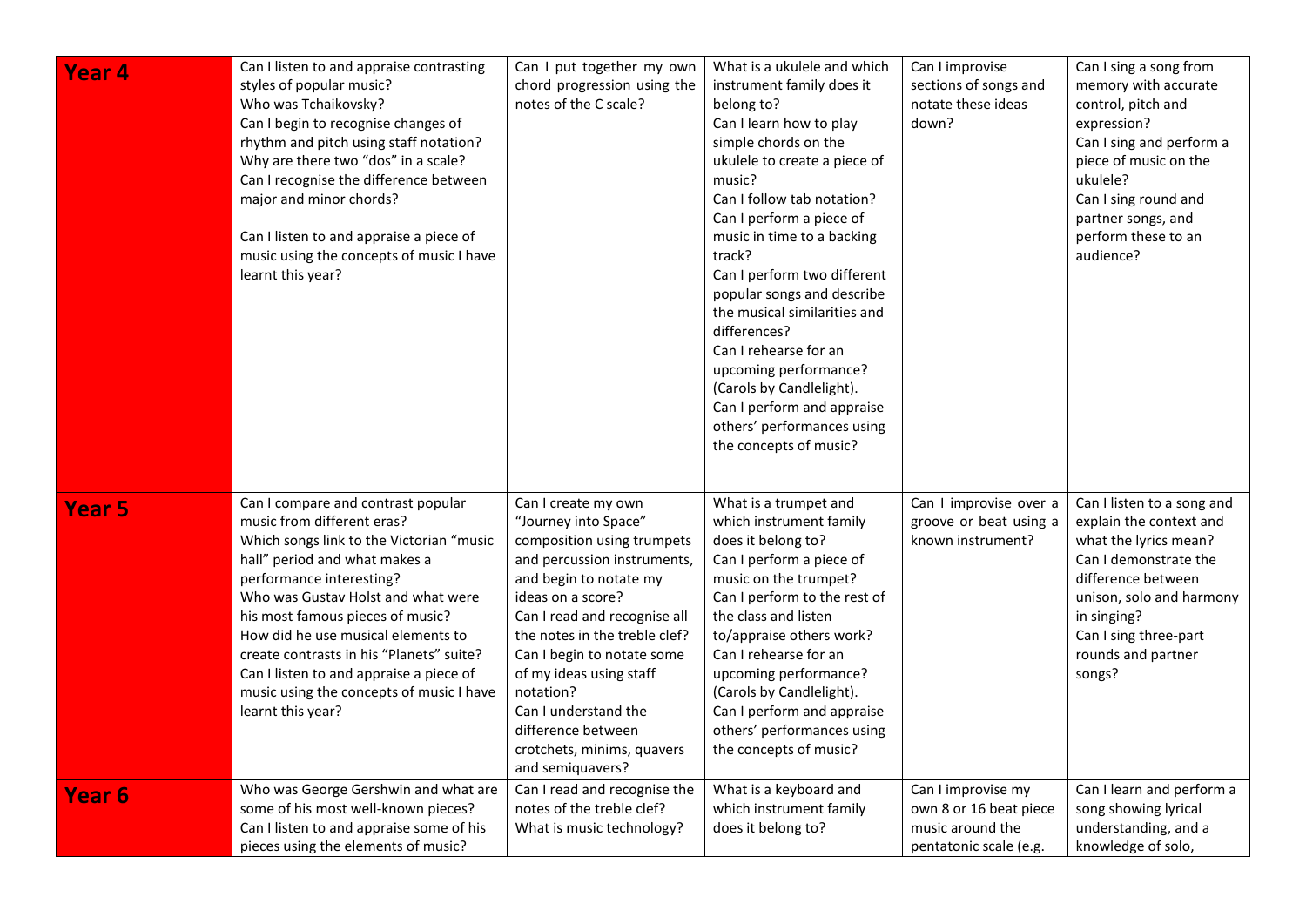| | | | | | |
|---|---|---|---|---|---|
| **Year 4** | Can I listen to and appraise contrasting styles of popular music?<br>Who was Tchaikovsky?<br>Can I begin to recognise changes of rhythm and pitch using staff notation?<br>Why are there two "dos" in a scale?<br>Can I recognise the difference between major and minor chords?<br><br>Can I listen to and appraise a piece of music using the concepts of music I have learnt this year? | Can I put together my own chord progression using the notes of the C scale? | What is a ukulele and which instrument family does it belong to?<br>Can I learn how to play simple chords on the ukulele to create a piece of music?<br>Can I follow tab notation?<br>Can I perform a piece of music in time to a backing track?<br>Can I perform two different popular songs and describe the musical similarities and differences?<br>Can I rehearse for an upcoming performance? (Carols by Candlelight).<br>Can I perform and appraise others' performances using the concepts of music? | Can I improvise sections of songs and notate these ideas down? | Can I sing a song from memory with accurate control, pitch and expression?<br>Can I sing and perform a piece of music on the ukulele?<br>Can I sing round and partner songs, and perform these to an audience? |
| **Year 5** | Can I compare and contrast popular music from different eras?<br>Which songs link to the Victorian "music hall" period and what makes a performance interesting?<br>Who was Gustav Holst and what were his most famous pieces of music?<br>How did he use musical elements to create contrasts in his "Planets" suite?<br>Can I listen to and appraise a piece of music using the concepts of music I have learnt this year? | Can I create my own "Journey into Space" composition using trumpets and percussion instruments, and begin to notate my ideas on a score?<br>Can I read and recognise all the notes in the treble clef?<br>Can I begin to notate some of my ideas using staff notation?<br>Can I understand the difference between crotchets, minims, quavers and semiquavers? | What is a trumpet and which instrument family does it belong to?<br>Can I perform a piece of music on the trumpet?<br>Can I perform to the rest of the class and listen to/appraise others work?<br>Can I rehearse for an upcoming performance? (Carols by Candlelight).<br>Can I perform and appraise others' performances using the concepts of music? | Can I improvise over a groove or beat using a known instrument? | Can I listen to a song and explain the context and what the lyrics mean?<br>Can I demonstrate the difference between unison, solo and harmony in singing?<br>Can I sing three-part rounds and partner songs? |
| **Year 6** | Who was George Gershwin and what are some of his most well-known pieces?<br>Can I listen to and appraise some of his pieces using the elements of music? | Can I read and recognise the notes of the treble clef?<br>What is music technology? | What is a keyboard and which instrument family does it belong to? | Can I improvise my own 8 or 16 beat piece music around the pentatonic scale (e.g. | Can I learn and perform a song showing lyrical understanding, and a knowledge of solo, |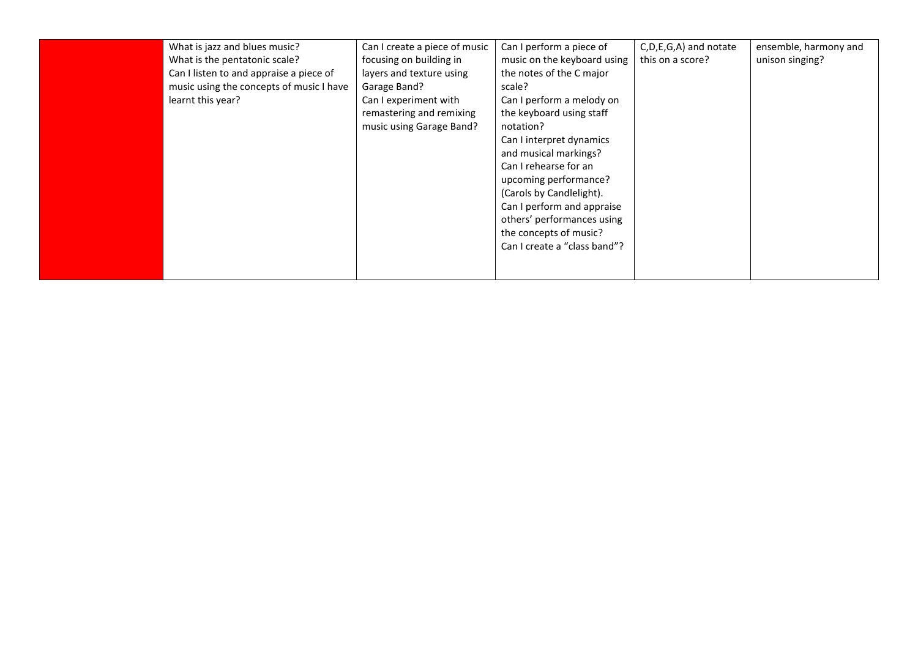| | | | | | |
|---|---|---|---|---|---|
| | What is jazz and blues music?<br>What is the pentatonic scale?<br>Can I listen to and appraise a piece of music using the concepts of music I have learnt this year? | Can I create a piece of music focusing on building in layers and texture using Garage Band?<br>Can I experiment with remastering and remixing music using Garage Band? | Can I perform a piece of music on the keyboard using the notes of the C major scale?<br>Can I perform a melody on the keyboard using staff notation?<br>Can I interpret dynamics and musical markings?<br>Can I rehearse for an upcoming performance? (Carols by Candlelight).<br>Can I perform and appraise others' performances using the concepts of music?<br>Can I create a "class band"? | C,D,E,G,A) and notate this on a score? | ensemble, harmony and unison singing? |